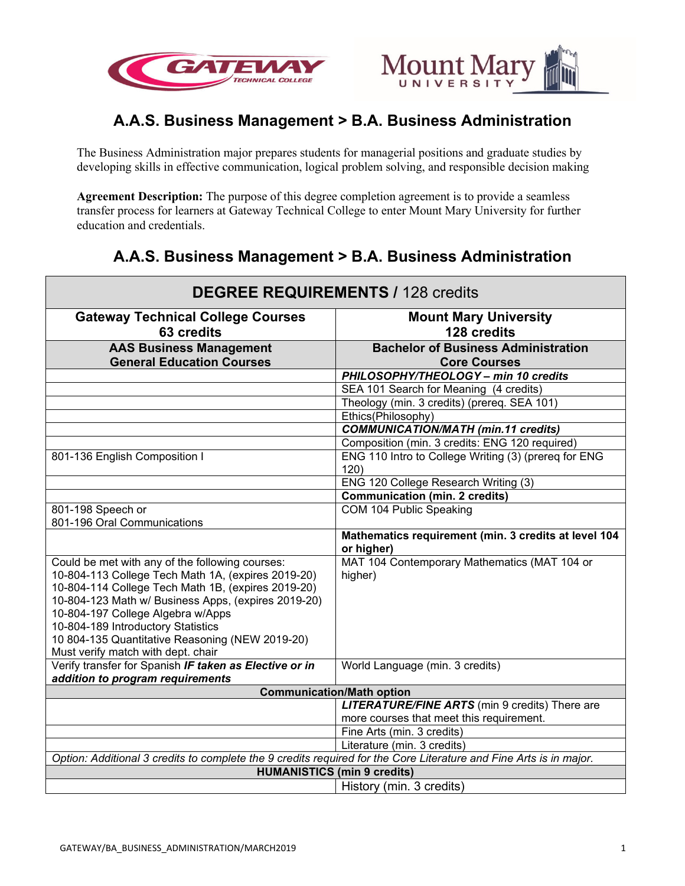## A.A.S. Business Management > B.A. Business Administration

The Business Administration major prepares students for managerial positions and graduate studies by developing skills in effective communication, logical problem solving, and responsible decision making

**Agreement Description:** The purpose of this degree completion agreement is to provide a seamless transfer process for learners at Gateway Technical College to enter Mount Mary University for further education and credentials.

## A.A.S. Business Management > B.A. Business Administration

| **DEGREE REQUIREMENTS /** 128 credits | |
|---|---|
| **Gateway Technical College Courses 63 credits** | **Mount Mary University 128 credits** |
| **AAS Business Management General Education Courses** | **Bachelor of Business Administration Core Courses** |
| | ***PHILOSOPHY/THEOLOGY – min 10 credits*** |
| | SEA 101 Search for Meaning (4 credits) |
| | Theology (min. 3 credits) (prereq. SEA 101) |
| | Ethics(Philosophy) |
| | ***COMMUNICATION/MATH (min.11 credits)*** |
| | Composition (min. 3 credits: ENG 120 required) |
| 801-136 English Composition I | ENG 110 Intro to College Writing (3) (prereq for ENG 120) |
| | ENG 120 College Research Writing (3) |
| | **Communication (min. 2 credits)** |
| 801-198 Speech or 801-196 Oral Communications | COM 104 Public Speaking |
| | **Mathematics requirement (min. 3 credits at level 104 or higher)** |
| Could be met with any of the following courses: 10-804-113 College Tech Math 1A, (expires 2019-20) 10-804-114 College Tech Math 1B, (expires 2019-20) 10-804-123 Math w/ Business Apps, (expires 2019-20) 10-804-197 College Algebra w/Apps 10-804-189 Introductory Statistics 10 804-135 Quantitative Reasoning (NEW 2019-20) Must verify match with dept. chair | MAT 104 Contemporary Mathematics (MAT 104 or higher) |
| Verify transfer for Spanish ***IF taken as Elective or in addition to program requirements*** | World Language (min. 3 credits) |
| **Communication/Math option** | |
| | ***LITERATURE/FINE ARTS*** (min 9 credits) There are more courses that meet this requirement. |
| | Fine Arts (min. 3 credits) |
| | Literature (min. 3 credits) |
| *Option: Additional 3 credits to complete the 9 credits required for the Core Literature and Fine Arts is in major.* | |
| **HUMANISTICS (min 9 credits)** | |
| | History (min. 3 credits) |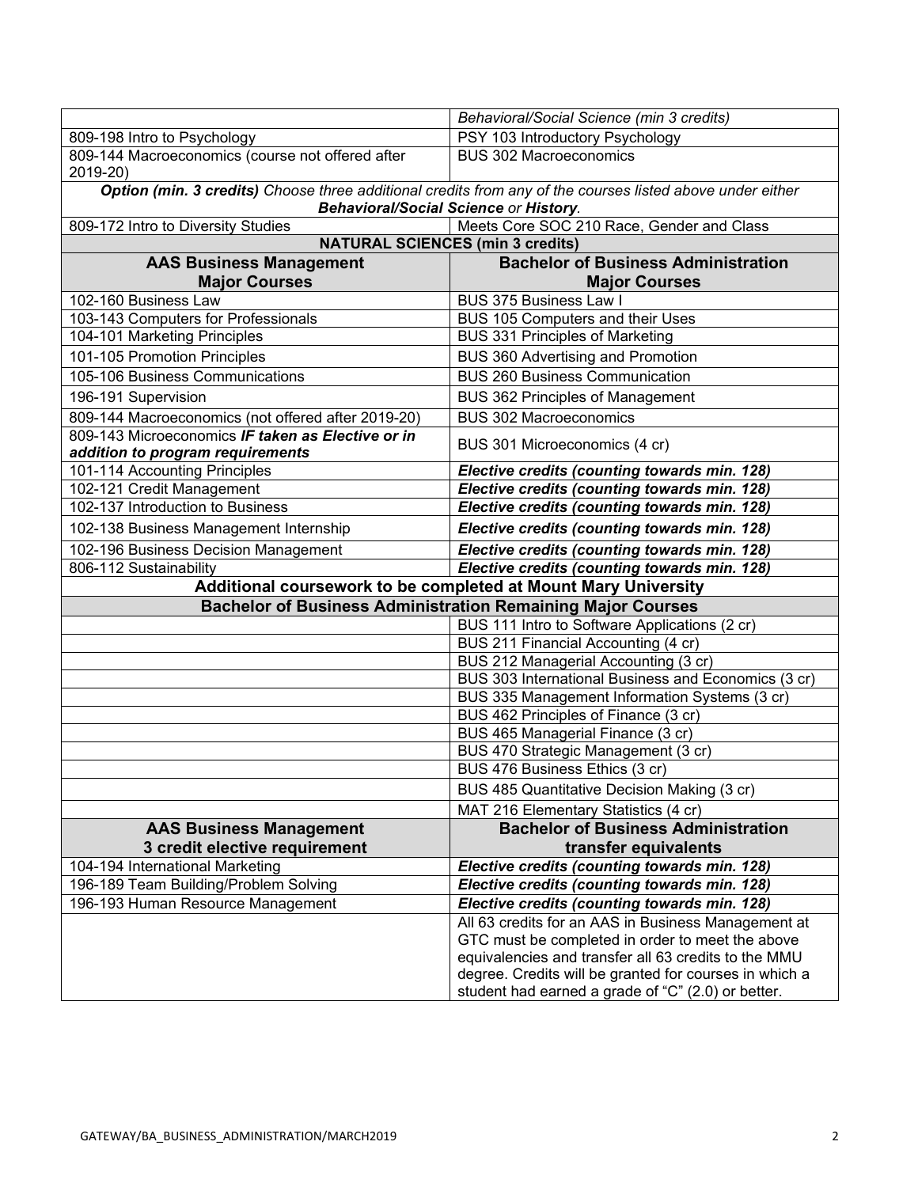| | *Behavioral/Social Science (min 3 credits)* |
|---|---|
| 809-198 Intro to Psychology | PSY 103 Introductory Psychology |
| 809-144 Macroeconomics (course not offered after 2019-20) | BUS 302 Macroeconomics |
| ***Option (min. 3 credits)*** *Choose three additional credits from any of the courses listed above under either* ***Behavioral/Social Science*** *or* ***History****.* | |
| 809-172 Intro to Diversity Studies | Meets Core SOC 210 Race, Gender and Class |
| **NATURAL SCIENCES (min 3 credits)** | |
| **AAS Business Management Major Courses** | **Bachelor of Business Administration Major Courses** |
| 102-160 Business Law | BUS 375 Business Law I |
| 103-143 Computers for Professionals | BUS 105 Computers and their Uses |
| 104-101 Marketing Principles | BUS 331 Principles of Marketing |
| 101-105 Promotion Principles | BUS 360 Advertising and Promotion |
| 105-106 Business Communications | BUS 260 Business Communication |
| 196-191 Supervision | BUS 362 Principles of Management |
| 809-144 Macroeconomics (not offered after 2019-20) | BUS 302 Macroeconomics |
| 809-143 Microeconomics ***IF taken as Elective or in addition to program requirements*** | BUS 301 Microeconomics (4 cr) |
| 101-114 Accounting Principles | ***Elective credits (counting towards min. 128)*** |
| 102-121 Credit Management | ***Elective credits (counting towards min. 128)*** |
| 102-137 Introduction to Business | ***Elective credits (counting towards min. 128)*** |
| 102-138 Business Management Internship | ***Elective credits (counting towards min. 128)*** |
| 102-196 Business Decision Management | ***Elective credits (counting towards min. 128)*** |
| 806-112 Sustainability | ***Elective credits (counting towards min. 128)*** |
| **Additional coursework to be completed at Mount Mary University** | |
| **Bachelor of Business Administration Remaining Major Courses** | |
| | BUS 111 Intro to Software Applications (2 cr) |
| | BUS 211 Financial Accounting (4 cr) |
| | BUS 212 Managerial Accounting (3 cr) |
| | BUS 303 International Business and Economics (3 cr) |
| | BUS 335 Management Information Systems (3 cr) |
| | BUS 462 Principles of Finance (3 cr) |
| | BUS 465 Managerial Finance (3 cr) |
| | BUS 470 Strategic Management (3 cr) |
| | BUS 476 Business Ethics (3 cr) |
| | BUS 485 Quantitative Decision Making (3 cr) |
| | MAT 216 Elementary Statistics (4 cr) |
| **AAS Business Management 3 credit elective requirement** | **Bachelor of Business Administration transfer equivalents** |
| 104-194 International Marketing | ***Elective credits (counting towards min. 128)*** |
| 196-189 Team Building/Problem Solving | ***Elective credits (counting towards min. 128)*** |
| 196-193 Human Resource Management | ***Elective credits (counting towards min. 128)*** |
| | All 63 credits for an AAS in Business Management at GTC must be completed in order to meet the above equivalencies and transfer all 63 credits to the MMU degree. Credits will be granted for courses in which a student had earned a grade of "C" (2.0) or better. |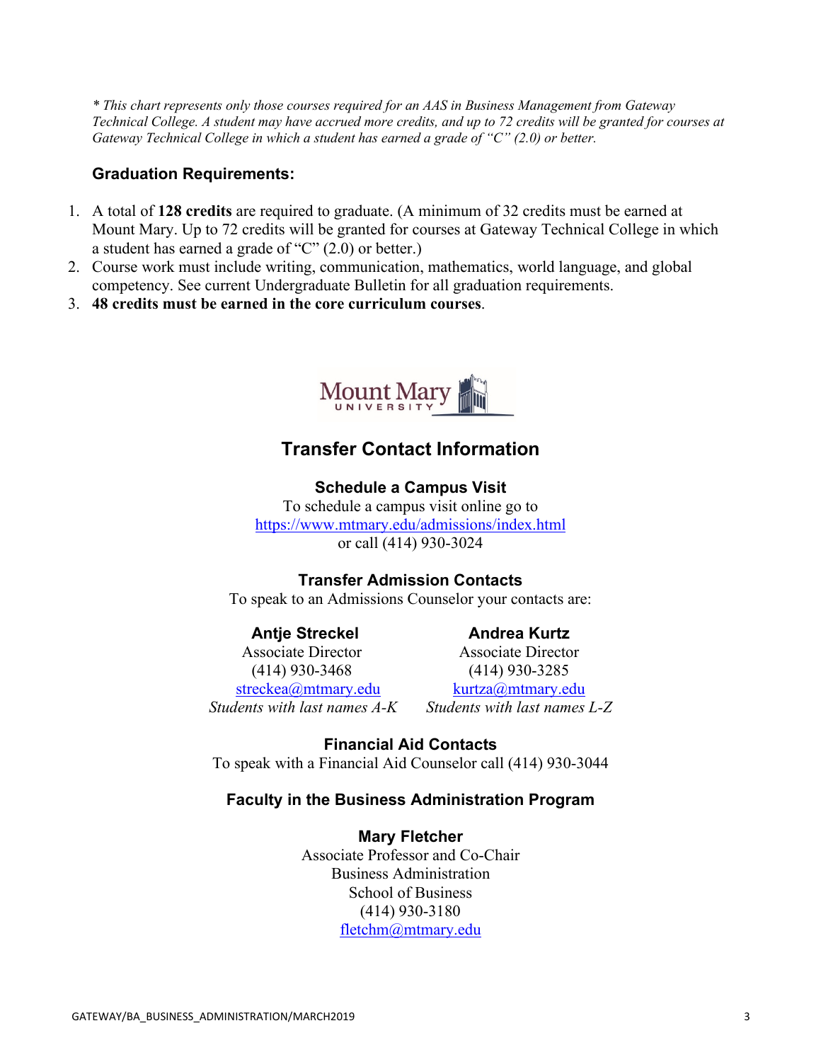*\* This chart represents only those courses required for an AAS in Business Management from Gateway Technical College. A student may have accrued more credits, and up to 72 credits will be granted for courses at Gateway Technical College in which a student has earned a grade of "C" (2.0) or better.*

### Graduation Requirements:

1. A total of **128 credits** are required to graduate. (A minimum of 32 credits must be earned at Mount Mary. Up to 72 credits will be granted for courses at Gateway Technical College in which a student has earned a grade of "C" (2.0) or better.)
2. Course work must include writing, communication, mathematics, world language, and global competency. See current Undergraduate Bulletin for all graduation requirements.
3. **48 credits must be earned in the core curriculum courses**.

Mount Mary UNIVERSITY

## Transfer Contact Information

### Schedule a Campus Visit

To schedule a campus visit online go to
https://www.mtmary.edu/admissions/index.html
or call (414) 930-3024

### Transfer Admission Contacts

To speak to an Admissions Counselor your contacts are:

**Antje Streckel**
Associate Director
(414) 930-3468
streckea@mtmary.edu
*Students with last names A-K*

**Andrea Kurtz**
Associate Director
(414) 930-3285
kurtza@mtmary.edu
*Students with last names L-Z*

### Financial Aid Contacts

To speak with a Financial Aid Counselor call (414) 930-3044

### Faculty in the Business Administration Program

**Mary Fletcher**
Associate Professor and Co-Chair
Business Administration
School of Business
(414) 930-3180
fletchm@mtmary.edu